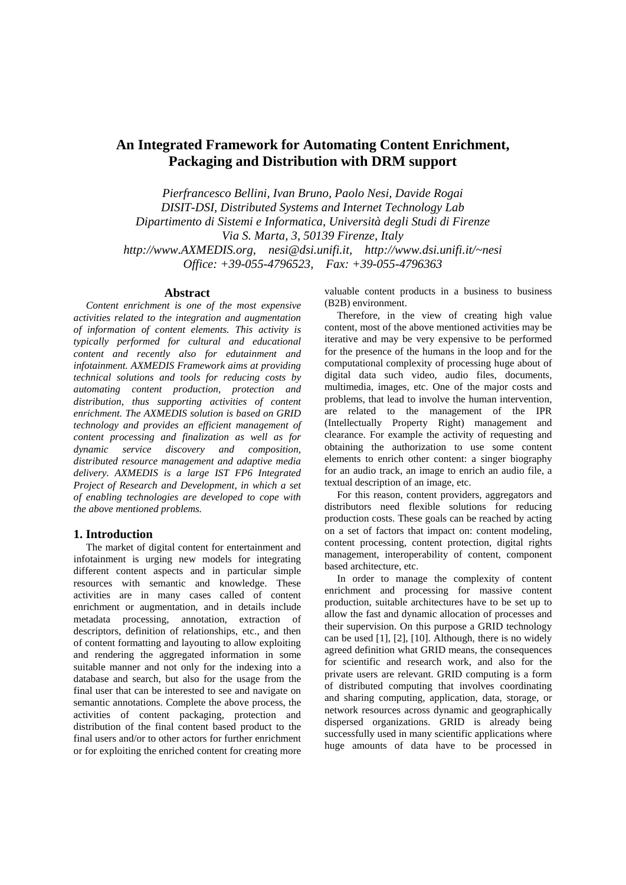# An Integrated Framework for Automating Content Enrichment, Packaging and Distribution with DRM support

*Pierfrancesco Bellini, Ivan Bruno, Paolo Nesi, Davide Rogai*
*DISIT-DSI, Distributed Systems and Internet Technology Lab*
*Dipartimento di Sistemi e Informatica, Università degli Studi di Firenze*
*Via S. Marta, 3, 50139 Firenze, Italy*
*http://www.AXMEDIS.org, nesi@dsi.unifi.it, http://www.dsi.unifi.it/~nesi*
*Office: +39-055-4796523, Fax: +39-055-4796363*

## Abstract

*Content enrichment is one of the most expensive activities related to the integration and augmentation of information of content elements. This activity is typically performed for cultural and educational content and recently also for edutainment and infotainment. AXMEDIS Framework aims at providing technical solutions and tools for reducing costs by automating content production, protection and distribution, thus supporting activities of content enrichment. The AXMEDIS solution is based on GRID technology and provides an efficient management of content processing and finalization as well as for dynamic service discovery and composition, distributed resource management and adaptive media delivery. AXMEDIS is a large IST FP6 Integrated Project of Research and Development, in which a set of enabling technologies are developed to cope with the above mentioned problems.*

## 1. Introduction

The market of digital content for entertainment and infotainment is urging new models for integrating different content aspects and in particular simple resources with semantic and knowledge. These activities are in many cases called of content enrichment or augmentation, and in details include metadata processing, annotation, extraction of descriptors, definition of relationships, etc., and then of content formatting and layouting to allow exploiting and rendering the aggregated information in some suitable manner and not only for the indexing into a database and search, but also for the usage from the final user that can be interested to see and navigate on semantic annotations. Complete the above process, the activities of content packaging, protection and distribution of the final content based product to the final users and/or to other actors for further enrichment or for exploiting the enriched content for creating more valuable content products in a business to business (B2B) environment.

Therefore, in the view of creating high value content, most of the above mentioned activities may be iterative and may be very expensive to be performed for the presence of the humans in the loop and for the computational complexity of processing huge about of digital data such video, audio files, documents, multimedia, images, etc. One of the major costs and problems, that lead to involve the human intervention, are related to the management of the IPR (Intellectually Property Right) management and clearance. For example the activity of requesting and obtaining the authorization to use some content elements to enrich other content: a singer biography for an audio track, an image to enrich an audio file, a textual description of an image, etc.

For this reason, content providers, aggregators and distributors need flexible solutions for reducing production costs. These goals can be reached by acting on a set of factors that impact on: content modeling, content processing, content protection, digital rights management, interoperability of content, component based architecture, etc.

In order to manage the complexity of content enrichment and processing for massive content production, suitable architectures have to be set up to allow the fast and dynamic allocation of processes and their supervision. On this purpose a GRID technology can be used [1], [2], [10]. Although, there is no widely agreed definition what GRID means, the consequences for scientific and research work, and also for the private users are relevant. GRID computing is a form of distributed computing that involves coordinating and sharing computing, application, data, storage, or network resources across dynamic and geographically dispersed organizations. GRID is already being successfully used in many scientific applications where huge amounts of data have to be processed in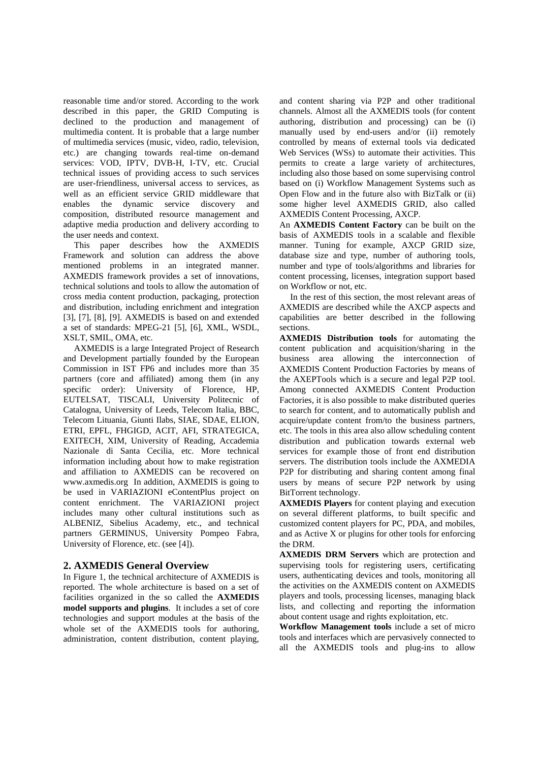reasonable time and/or stored. According to the work described in this paper, the GRID Computing is declined to the production and management of multimedia content. It is probable that a large number of multimedia services (music, video, radio, television, etc.) are changing towards real-time on-demand services: VOD, IPTV, DVB-H, I-TV, etc. Crucial technical issues of providing access to such services are user-friendliness, universal access to services, as well as an efficient service GRID middleware that enables the dynamic service discovery and composition, distributed resource management and adaptive media production and delivery according to the user needs and context.

This paper describes how the AXMEDIS Framework and solution can address the above mentioned problems in an integrated manner. AXMEDIS framework provides a set of innovations, technical solutions and tools to allow the automation of cross media content production, packaging, protection and distribution, including enrichment and integration [3], [7], [8], [9]. AXMEDIS is based on and extended a set of standards: MPEG-21 [5], [6], XML, WSDL, XSLT, SMIL, OMA, etc.

AXMEDIS is a large Integrated Project of Research and Development partially founded by the European Commission in IST FP6 and includes more than 35 partners (core and affiliated) among them (in any specific order): University of Florence, HP, EUTELSAT, TISCALI, University Politecnic of Catalogna, University of Leeds, Telecom Italia, BBC, Telecom Lituania, Giunti Ilabs, SIAE, SDAE, ELION, ETRI, EPFL, FHGIGD, ACIT, AFI, STRATEGICA, EXITECH, XIM, University of Reading, Accademia Nazionale di Santa Cecilia, etc. More technical information including about how to make registration and affiliation to AXMEDIS can be recovered on www.axmedis.org In addition, AXMEDIS is going to be used in VARIAZIONI eContentPlus project on content enrichment. The VARIAZIONI project includes many other cultural institutions such as ALBENIZ, Sibelius Academy, etc., and technical partners GERMINUS, University Pompeo Fabra, University of Florence, etc. (see [4]).

## 2. AXMEDIS General Overview

In Figure 1, the technical architecture of AXMEDIS is reported. The whole architecture is based on a set of facilities organized in the so called the **AXMEDIS model supports and plugins**. It includes a set of core technologies and support modules at the basis of the whole set of the AXMEDIS tools for authoring, administration, content distribution, content playing, and content sharing via P2P and other traditional channels. Almost all the AXMEDIS tools (for content authoring, distribution and processing) can be (i) manually used by end-users and/or (ii) remotely controlled by means of external tools via dedicated Web Services (WSs) to automate their activities. This permits to create a large variety of architectures, including also those based on some supervising control based on (i) Workflow Management Systems such as Open Flow and in the future also with BizTalk or (ii) some higher level AXMEDIS GRID, also called AXMEDIS Content Processing, AXCP.

An **AXMEDIS Content Factory** can be built on the basis of AXMEDIS tools in a scalable and flexible manner. Tuning for example, AXCP GRID size, database size and type, number of authoring tools, number and type of tools/algorithms and libraries for content processing, licenses, integration support based on Workflow or not, etc.

In the rest of this section, the most relevant areas of AXMEDIS are described while the AXCP aspects and capabilities are better described in the following sections.

**AXMEDIS Distribution tools** for automating the content publication and acquisition/sharing in the business area allowing the interconnection of AXMEDIS Content Production Factories by means of the AXEPTools which is a secure and legal P2P tool. Among connected AXMEDIS Content Production Factories, it is also possible to make distributed queries to search for content, and to automatically publish and acquire/update content from/to the business partners, etc. The tools in this area also allow scheduling content distribution and publication towards external web services for example those of front end distribution servers. The distribution tools include the AXMEDIA P2P for distributing and sharing content among final users by means of secure P2P network by using BitTorrent technology.

**AXMEDIS Players** for content playing and execution on several different platforms, to built specific and customized content players for PC, PDA, and mobiles, and as Active X or plugins for other tools for enforcing the DRM.

**AXMEDIS DRM Servers** which are protection and supervising tools for registering users, certificating users, authenticating devices and tools, monitoring all the activities on the AXMEDIS content on AXMEDIS players and tools, processing licenses, managing black lists, and collecting and reporting the information about content usage and rights exploitation, etc.

**Workflow Management tools** include a set of micro tools and interfaces which are pervasively connected to all the AXMEDIS tools and plug-ins to allow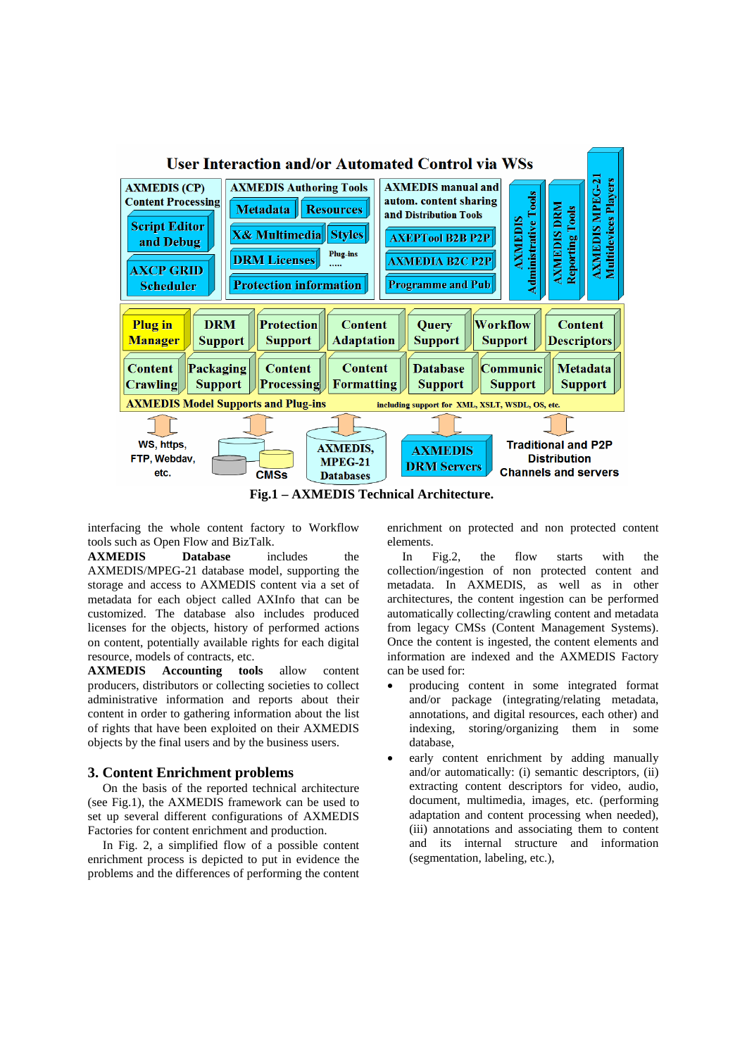Fig.1 – AXMEDIS Technical Architecture.

interfacing the whole content factory to Workflow tools such as Open Flow and BizTalk.

**AXMEDIS Database** includes the AXMEDIS/MPEG-21 database model, supporting the storage and access to AXMEDIS content via a set of metadata for each object called AXInfo that can be customized. The database also includes produced licenses for the objects, history of performed actions on content, potentially available rights for each digital resource, models of contracts, etc.

**AXMEDIS Accounting tools** allow content producers, distributors or collecting societies to collect administrative information and reports about their content in order to gathering information about the list of rights that have been exploited on their AXMEDIS objects by the final users and by the business users.

## 3. Content Enrichment problems

On the basis of the reported technical architecture (see Fig.1), the AXMEDIS framework can be used to set up several different configurations of AXMEDIS Factories for content enrichment and production.

In Fig. 2, a simplified flow of a possible content enrichment process is depicted to put in evidence the problems and the differences of performing the content enrichment on protected and non protected content elements.

In Fig.2, the flow starts with the collection/ingestion of non protected content and metadata. In AXMEDIS, as well as in other architectures, the content ingestion can be performed automatically collecting/crawling content and metadata from legacy CMSs (Content Management Systems). Once the content is ingested, the content elements and information are indexed and the AXMEDIS Factory can be used for:

- producing content in some integrated format and/or package (integrating/relating metadata, annotations, and digital resources, each other) and indexing, storing/organizing them in some database,
- early content enrichment by adding manually and/or automatically: (i) semantic descriptors, (ii) extracting content descriptors for video, audio, document, multimedia, images, etc. (performing adaptation and content processing when needed), (iii) annotations and associating them to content and its internal structure and information (segmentation, labeling, etc.),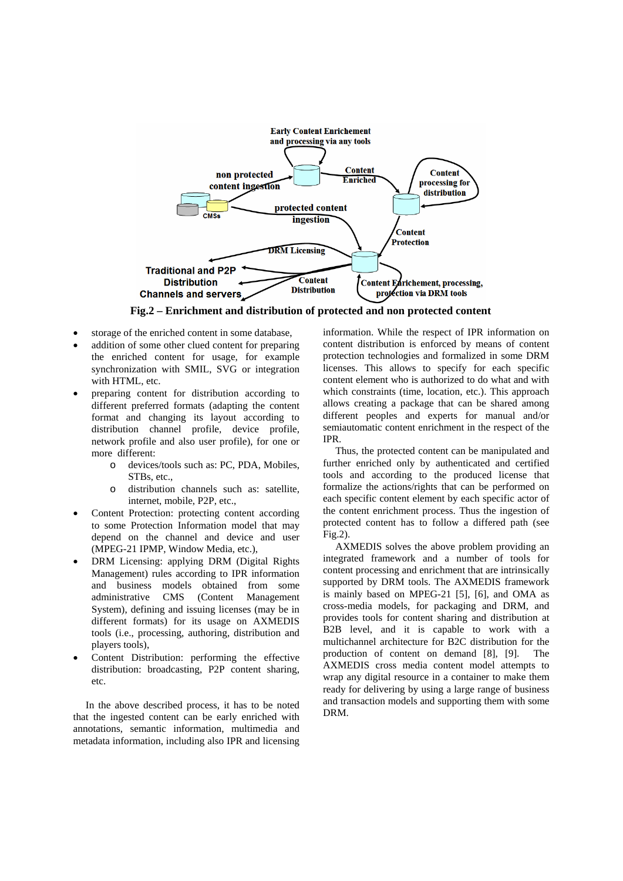**Fig.2 – Enrichment and distribution of protected and non protected content**

- storage of the enriched content in some database,
- addition of some other clued content for preparing the enriched content for usage, for example synchronization with SMIL, SVG or integration with HTML, etc.
- preparing content for distribution according to different preferred formats (adapting the content format and changing its layout according to distribution channel profile, device profile, network profile and also user profile), for one or more different:
    - devices/tools such as: PC, PDA, Mobiles, STBs, etc.,
    - distribution channels such as: satellite, internet, mobile, P2P, etc.,
- Content Protection: protecting content according to some Protection Information model that may depend on the channel and device and user (MPEG-21 IPMP, Window Media, etc.),
- DRM Licensing: applying DRM (Digital Rights Management) rules according to IPR information and business models obtained from some administrative CMS (Content Management System), defining and issuing licenses (may be in different formats) for its usage on AXMEDIS tools (i.e., processing, authoring, distribution and players tools),
- Content Distribution: performing the effective distribution: broadcasting, P2P content sharing, etc.

In the above described process, it has to be noted that the ingested content can be early enriched with annotations, semantic information, multimedia and metadata information, including also IPR and licensing information. While the respect of IPR information on content distribution is enforced by means of content protection technologies and formalized in some DRM licenses. This allows to specify for each specific content element who is authorized to do what and with which constraints (time, location, etc.). This approach allows creating a package that can be shared among different peoples and experts for manual and/or semiautomatic content enrichment in the respect of the IPR.

Thus, the protected content can be manipulated and further enriched only by authenticated and certified tools and according to the produced license that formalize the actions/rights that can be performed on each specific content element by each specific actor of the content enrichment process. Thus the ingestion of protected content has to follow a differed path (see Fig.2).

AXMEDIS solves the above problem providing an integrated framework and a number of tools for content processing and enrichment that are intrinsically supported by DRM tools. The AXMEDIS framework is mainly based on MPEG-21 [5], [6], and OMA as cross-media models, for packaging and DRM, and provides tools for content sharing and distribution at B2B level, and it is capable to work with a multichannel architecture for B2C distribution for the production of content on demand [8], [9]. The AXMEDIS cross media content model attempts to wrap any digital resource in a container to make them ready for delivering by using a large range of business and transaction models and supporting them with some DRM.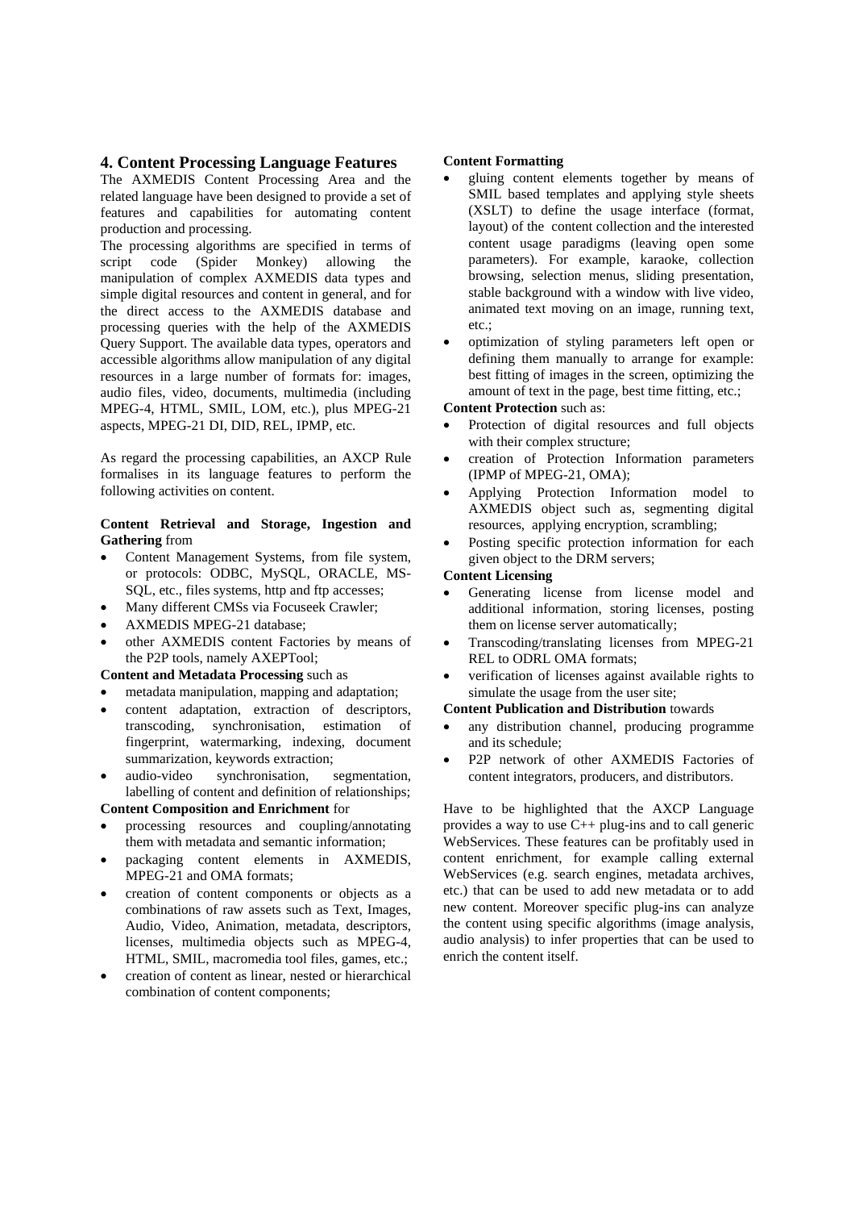## 4. Content Processing Language Features

The AXMEDIS Content Processing Area and the related language have been designed to provide a set of features and capabilities for automating content production and processing.

The processing algorithms are specified in terms of script code (Spider Monkey) allowing the manipulation of complex AXMEDIS data types and simple digital resources and content in general, and for the direct access to the AXMEDIS database and processing queries with the help of the AXMEDIS Query Support. The available data types, operators and accessible algorithms allow manipulation of any digital resources in a large number of formats for: images, audio files, video, documents, multimedia (including MPEG-4, HTML, SMIL, LOM, etc.), plus MPEG-21 aspects, MPEG-21 DI, DID, REL, IPMP, etc.

As regard the processing capabilities, an AXCP Rule formalises in its language features to perform the following activities on content.

**Content Retrieval and Storage, Ingestion and Gathering** from

- Content Management Systems, from file system, or protocols: ODBC, MySQL, ORACLE, MS-SQL, etc., files systems, http and ftp accesses;
- Many different CMSs via Focuseek Crawler;
- AXMEDIS MPEG-21 database;
- other AXMEDIS content Factories by means of the P2P tools, namely AXEPTool;

**Content and Metadata Processing** such as

- metadata manipulation, mapping and adaptation;
- content adaptation, extraction of descriptors, transcoding, synchronisation, estimation of fingerprint, watermarking, indexing, document summarization, keywords extraction;
- audio-video synchronisation, segmentation, labelling of content and definition of relationships;

**Content Composition and Enrichment** for

- processing resources and coupling/annotating them with metadata and semantic information;
- packaging content elements in AXMEDIS, MPEG-21 and OMA formats;
- creation of content components or objects as a combinations of raw assets such as Text, Images, Audio, Video, Animation, metadata, descriptors, licenses, multimedia objects such as MPEG-4, HTML, SMIL, macromedia tool files, games, etc.;
- creation of content as linear, nested or hierarchical combination of content components;

**Content Formatting**

- gluing content elements together by means of SMIL based templates and applying style sheets (XSLT) to define the usage interface (format, layout) of the content collection and the interested content usage paradigms (leaving open some parameters). For example, karaoke, collection browsing, selection menus, sliding presentation, stable background with a window with live video, animated text moving on an image, running text, etc.;
- optimization of styling parameters left open or defining them manually to arrange for example: best fitting of images in the screen, optimizing the amount of text in the page, best time fitting, etc.;

**Content Protection** such as:

- Protection of digital resources and full objects with their complex structure;
- creation of Protection Information parameters (IPMP of MPEG-21, OMA);
- Applying Protection Information model to AXMEDIS object such as, segmenting digital resources, applying encryption, scrambling;
- Posting specific protection information for each given object to the DRM servers;

**Content Licensing**

- Generating license from license model and additional information, storing licenses, posting them on license server automatically;
- Transcoding/translating licenses from MPEG-21 REL to ODRL OMA formats;
- verification of licenses against available rights to simulate the usage from the user site;

**Content Publication and Distribution** towards

- any distribution channel, producing programme and its schedule;
- P2P network of other AXMEDIS Factories of content integrators, producers, and distributors.

Have to be highlighted that the AXCP Language provides a way to use C++ plug-ins and to call generic WebServices. These features can be profitably used in content enrichment, for example calling external WebServices (e.g. search engines, metadata archives, etc.) that can be used to add new metadata or to add new content. Moreover specific plug-ins can analyze the content using specific algorithms (image analysis, audio analysis) to infer properties that can be used to enrich the content itself.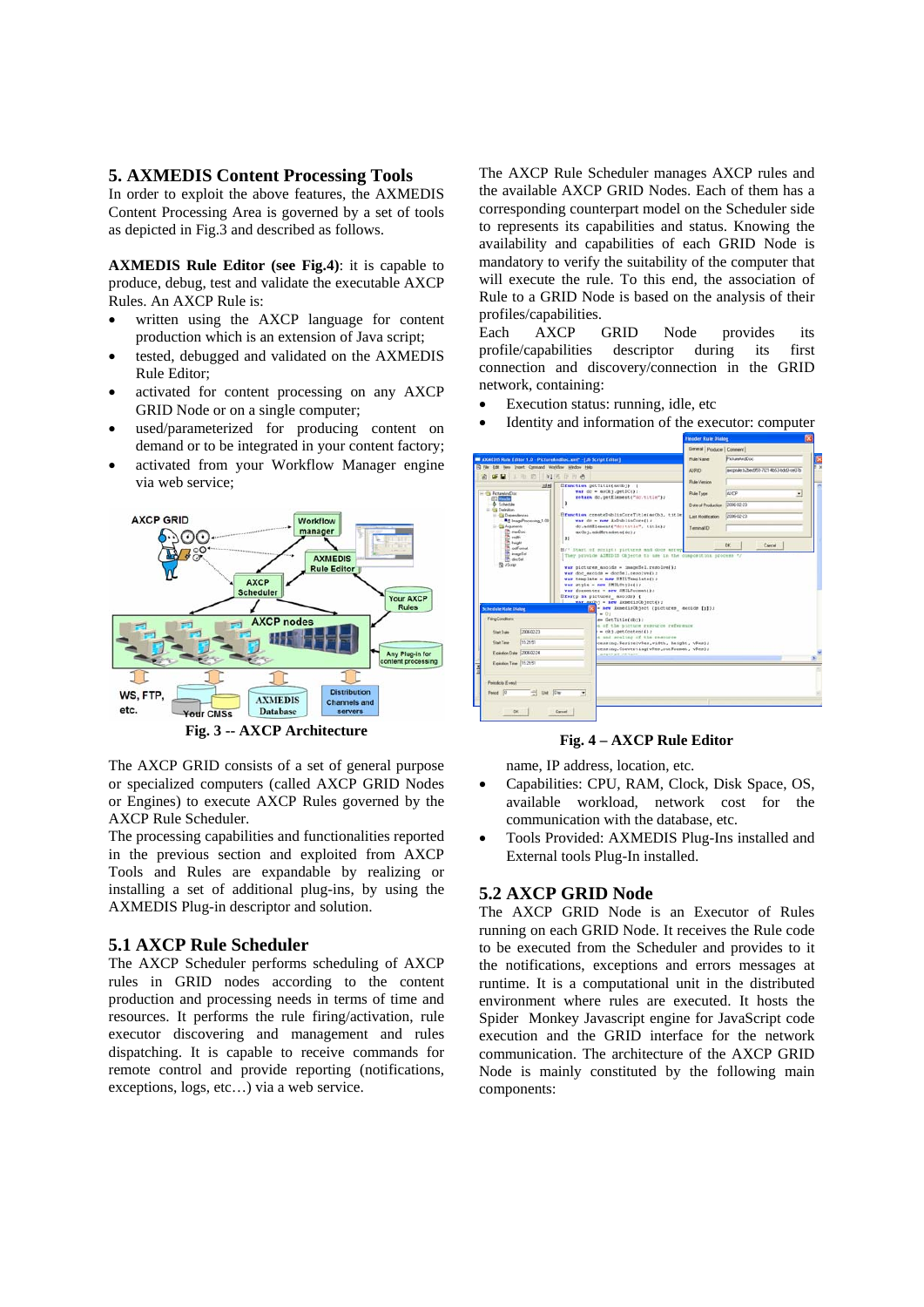## 5. AXMEDIS Content Processing Tools

In order to exploit the above features, the AXMEDIS Content Processing Area is governed by a set of tools as depicted in Fig.3 and described as follows.

**AXMEDIS Rule Editor (see Fig.4)**: it is capable to produce, debug, test and validate the executable AXCP Rules. An AXCP Rule is:

- written using the AXCP language for content production which is an extension of Java script;
- tested, debugged and validated on the AXMEDIS Rule Editor;
- activated for content processing on any AXCP GRID Node or on a single computer;
- used/parameterized for producing content on demand or to be integrated in your content factory;
- activated from your Workflow Manager engine via web service;

**Fig. 3 -- AXCP Architecture**

The AXCP GRID consists of a set of general purpose or specialized computers (called AXCP GRID Nodes or Engines) to execute AXCP Rules governed by the AXCP Rule Scheduler.

The processing capabilities and functionalities reported in the previous section and exploited from AXCP Tools and Rules are expandable by realizing or installing a set of additional plug-ins, by using the AXMEDIS Plug-in descriptor and solution.

### 5.1 AXCP Rule Scheduler

The AXCP Scheduler performs scheduling of AXCP rules in GRID nodes according to the content production and processing needs in terms of time and resources. It performs the rule firing/activation, rule executor discovering and management and rules dispatching. It is capable to receive commands for remote control and provide reporting (notifications, exceptions, logs, etc…) via a web service.

The AXCP Rule Scheduler manages AXCP rules and the available AXCP GRID Nodes. Each of them has a corresponding counterpart model on the Scheduler side to represents its capabilities and status. Knowing the availability and capabilities of each GRID Node is mandatory to verify the suitability of the computer that will execute the rule. To this end, the association of Rule to a GRID Node is based on the analysis of their profiles/capabilities.

Each AXCP GRID Node provides its profile/capabilities descriptor during its first connection and discovery/connection in the GRID network, containing:

- Execution status: running, idle, etc
- Identity and information of the executor: computer name, IP address, location, etc.
- Capabilities: CPU, RAM, Clock, Disk Space, OS, available workload, network cost for the communication with the database, etc.
- Tools Provided: AXMEDIS Plug-Ins installed and External tools Plug-In installed.

**Fig. 4 – AXCP Rule Editor**

### 5.2 AXCP GRID Node

The AXCP GRID Node is an Executor of Rules running on each GRID Node. It receives the Rule code to be executed from the Scheduler and provides to it the notifications, exceptions and errors messages at runtime. It is a computational unit in the distributed environment where rules are executed. It hosts the Spider Monkey Javascript engine for JavaScript code execution and the GRID interface for the network communication. The architecture of the AXCP GRID Node is mainly constituted by the following main components: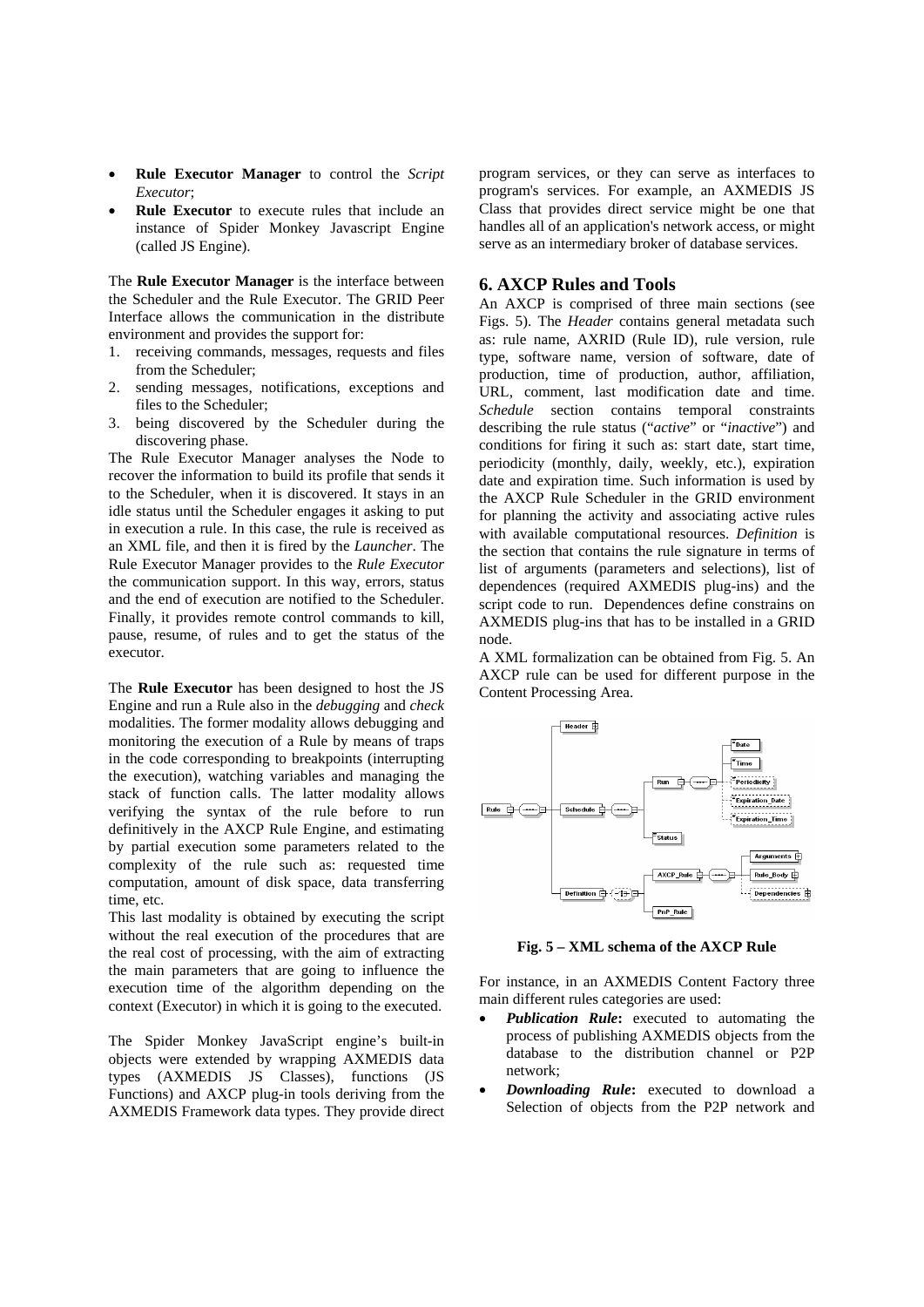- **Rule Executor Manager** to control the *Script Executor*;
- **Rule Executor** to execute rules that include an instance of Spider Monkey Javascript Engine (called JS Engine).

The **Rule Executor Manager** is the interface between the Scheduler and the Rule Executor. The GRID Peer Interface allows the communication in the distribute environment and provides the support for:

1. receiving commands, messages, requests and files from the Scheduler;
2. sending messages, notifications, exceptions and files to the Scheduler;
3. being discovered by the Scheduler during the discovering phase.

The Rule Executor Manager analyses the Node to recover the information to build its profile that sends it to the Scheduler, when it is discovered. It stays in an idle status until the Scheduler engages it asking to put in execution a rule. In this case, the rule is received as an XML file, and then it is fired by the *Launcher*. The Rule Executor Manager provides to the *Rule Executor* the communication support. In this way, errors, status and the end of execution are notified to the Scheduler. Finally, it provides remote control commands to kill, pause, resume, of rules and to get the status of the executor.

The **Rule Executor** has been designed to host the JS Engine and run a Rule also in the *debugging* and *check* modalities. The former modality allows debugging and monitoring the execution of a Rule by means of traps in the code corresponding to breakpoints (interrupting the execution), watching variables and managing the stack of function calls. The latter modality allows verifying the syntax of the rule before to run definitively in the AXCP Rule Engine, and estimating by partial execution some parameters related to the complexity of the rule such as: requested time computation, amount of disk space, data transferring time, etc.

This last modality is obtained by executing the script without the real execution of the procedures that are the real cost of processing, with the aim of extracting the main parameters that are going to influence the execution time of the algorithm depending on the context (Executor) in which it is going to the executed.

The Spider Monkey JavaScript engine's built-in objects were extended by wrapping AXMEDIS data types (AXMEDIS JS Classes), functions (JS Functions) and AXCP plug-in tools deriving from the AXMEDIS Framework data types. They provide direct program services, or they can serve as interfaces to program's services. For example, an AXMEDIS JS Class that provides direct service might be one that handles all of an application's network access, or might serve as an intermediary broker of database services.

## 6. AXCP Rules and Tools

An AXCP is comprised of three main sections (see Figs. 5). The *Header* contains general metadata such as: rule name, AXRID (Rule ID), rule version, rule type, software name, version of software, date of production, time of production, author, affiliation, URL, comment, last modification date and time. *Schedule* section contains temporal constraints describing the rule status ("*active*" or "*inactive*") and conditions for firing it such as: start date, start time, periodicity (monthly, daily, weekly, etc.), expiration date and expiration time. Such information is used by the AXCP Rule Scheduler in the GRID environment for planning the activity and associating active rules with available computational resources. *Definition* is the section that contains the rule signature in terms of list of arguments (parameters and selections), list of dependences (required AXMEDIS plug-ins) and the script code to run. Dependences define constrains on AXMEDIS plug-ins that has to be installed in a GRID node.

A XML formalization can be obtained from Fig. 5. An AXCP rule can be used for different purpose in the Content Processing Area.

Header
Rule
Schedule
Run
Date
Time
Periodicity
Expiration_Date
Expiration_Time
Status
Definition
AXCP_Rule
Arguments
Rule_Body
Dependencies
PnP_Rule

**Fig. 5 – XML schema of the AXCP Rule**

For instance, in an AXMEDIS Content Factory three main different rules categories are used:

- ***Publication Rule*:** executed to automating the process of publishing AXMEDIS objects from the database to the distribution channel or P2P network;
- ***Downloading Rule*:** executed to download a Selection of objects from the P2P network and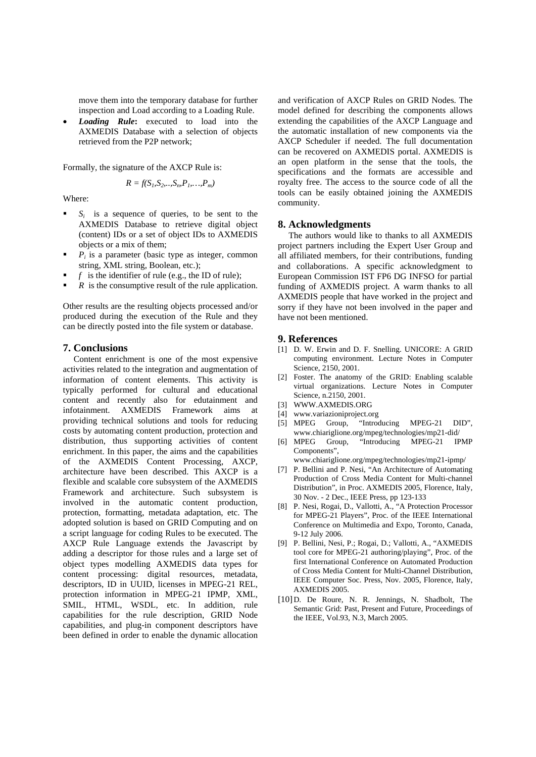move them into the temporary database for further inspection and Load according to a Loading Rule.

- ***Loading Rule*:** executed to load into the AXMEDIS Database with a selection of objects retrieved from the P2P network;

Formally, the signature of the AXCP Rule is:

$$R = f(S_1,S_2,..,S_n,P_1,\ldots,P_m)$$

Where:

- $S_i$ is a sequence of queries, to be sent to the AXMEDIS Database to retrieve digital object (content) IDs or a set of object IDs to AXMEDIS objects or a mix of them;
- $P_i$ is a parameter (basic type as integer, common string, XML string, Boolean, etc.);
- $f$ is the identifier of rule (e.g., the ID of rule);
- $R$ is the consumptive result of the rule application.

Other results are the resulting objects processed and/or produced during the execution of the Rule and they can be directly posted into the file system or database.

## 7. Conclusions

Content enrichment is one of the most expensive activities related to the integration and augmentation of information of content elements. This activity is typically performed for cultural and educational content and recently also for edutainment and infotainment. AXMEDIS Framework aims at providing technical solutions and tools for reducing costs by automating content production, protection and distribution, thus supporting activities of content enrichment. In this paper, the aims and the capabilities of the AXMEDIS Content Processing, AXCP, architecture have been described. This AXCP is a flexible and scalable core subsystem of the AXMEDIS Framework and architecture. Such subsystem is involved in the automatic content production, protection, formatting, metadata adaptation, etc. The adopted solution is based on GRID Computing and on a script language for coding Rules to be executed. The AXCP Rule Language extends the Javascript by adding a descriptor for those rules and a large set of object types modelling AXMEDIS data types for content processing: digital resources, metadata, descriptors, ID in UUID, licenses in MPEG-21 REL, protection information in MPEG-21 IPMP, XML, SMIL, HTML, WSDL, etc. In addition, rule capabilities for the rule description, GRID Node capabilities, and plug-in component descriptors have been defined in order to enable the dynamic allocation and verification of AXCP Rules on GRID Nodes. The model defined for describing the components allows extending the capabilities of the AXCP Language and the automatic installation of new components via the AXCP Scheduler if needed. The full documentation can be recovered on AXMEDIS portal. AXMEDIS is an open platform in the sense that the tools, the specifications and the formats are accessible and royalty free. The access to the source code of all the tools can be easily obtained joining the AXMEDIS community.

## 8. Acknowledgments

The authors would like to thanks to all AXMEDIS project partners including the Expert User Group and all affiliated members, for their contributions, funding and collaborations. A specific acknowledgment to European Commission IST FP6 DG INFSO for partial funding of AXMEDIS project. A warm thanks to all AXMEDIS people that have worked in the project and sorry if they have not been involved in the paper and have not been mentioned.

## 9. References

[1] D. W. Erwin and D. F. Snelling. UNICORE: A GRID computing environment. Lecture Notes in Computer Science, 2150, 2001.

[2] Foster. The anatomy of the GRID: Enabling scalable virtual organizations. Lecture Notes in Computer Science, n.2150, 2001.

[3] WWW.AXMEDIS.ORG

[4] www.variazioniproject.org

[5] MPEG Group, "Introducing MPEG-21 DID", www.chiariglione.org/mpeg/technologies/mp21-did/

[6] MPEG Group, "Introducing MPEG-21 IPMP Components", www.chiariglione.org/mpeg/technologies/mp21-ipmp/

[7] P. Bellini and P. Nesi, "An Architecture of Automating Production of Cross Media Content for Multi-channel Distribution", in Proc. AXMEDIS 2005, Florence, Italy, 30 Nov. - 2 Dec., IEEE Press, pp 123-133

[8] P. Nesi, Rogai, D., Vallotti, A., "A Protection Processor for MPEG-21 Players", Proc. of the IEEE International Conference on Multimedia and Expo, Toronto, Canada, 9-12 July 2006.

[9] P. Bellini, Nesi, P.; Rogai, D.; Vallotti, A., "AXMEDIS tool core for MPEG-21 authoring/playing", Proc. of the first International Conference on Automated Production of Cross Media Content for Multi-Channel Distribution, IEEE Computer Soc. Press, Nov. 2005, Florence, Italy, AXMEDIS 2005.

[10] D. De Roure, N. R. Jennings, N. Shadbolt, The Semantic Grid: Past, Present and Future, Proceedings of the IEEE, Vol.93, N.3, March 2005.